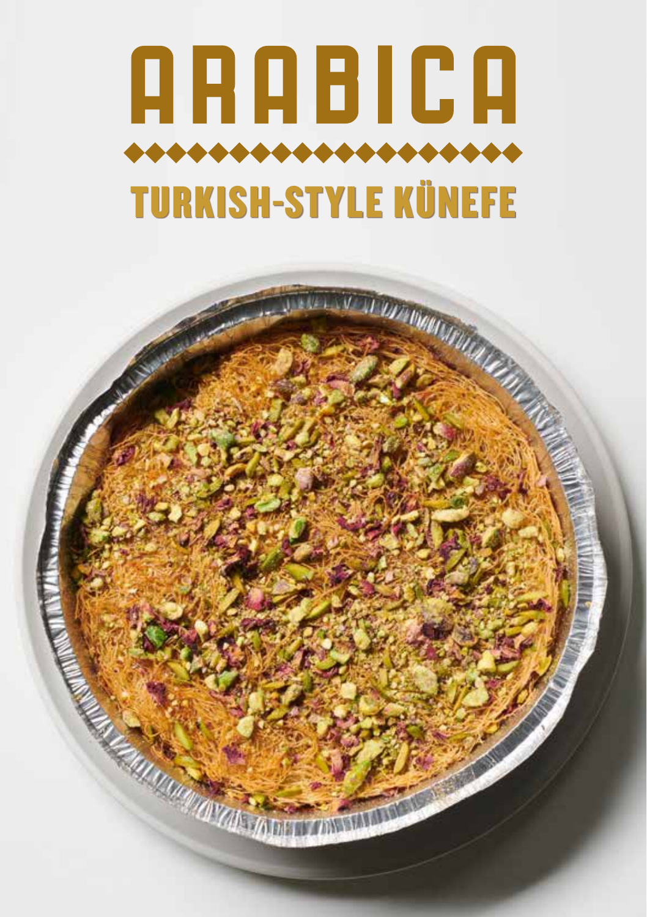# ARABICA

## TURKISH-STYLE KÜNEFE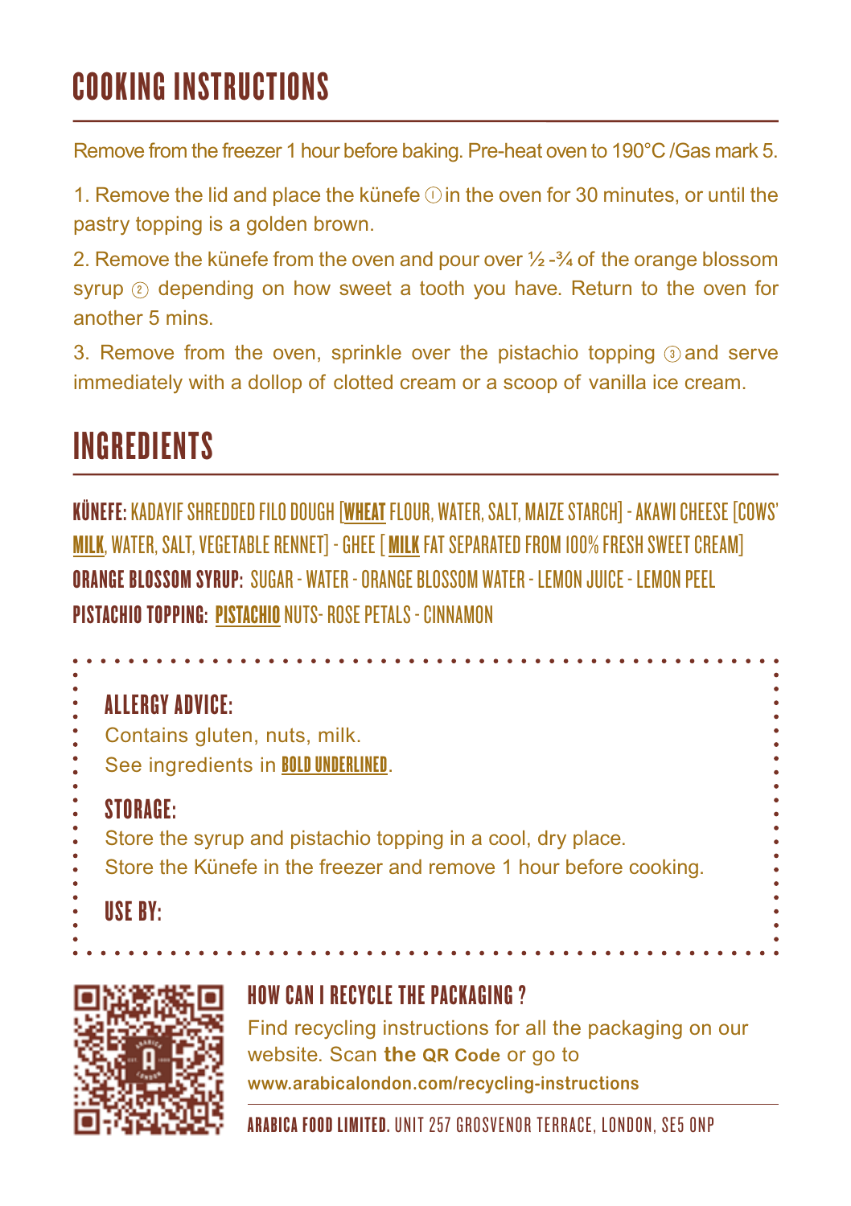# COOKING INSTRUCTIONS

Remove from the freezer 1 hour before baking. Pre-heat oven to 190°C /Gas mark 5.

1. Remove the lid and place the künefe ① in the oven for 30 minutes, or until the pastry topping is a golden brown.

2. Remove the künefe from the oven and pour over ½ -¾ of the orange blossom syrup ② depending on how sweet a tooth you have. Return to the oven for another 5 mins.

3. Remove from the oven, sprinkle over the pistachio topping ③ and serve immediately with a dollop of clotted cream or a scoop of vanilla ice cream.

# INGREDIENTS

**KÜNEFE:** KADAYIF SHREDDED FILO DOUGH [**WHEAT** FLOUR, WATER, SALT, MAIZE STARCH] - AKAWI CHEESE [COWS' **MILK**, WATER, SALT, VEGETABLE RENNET] - GHEE [ **MILK** FAT SEPARATED FROM 100% FRESH SWEET CREAM]
**ORANGE BLOSSOM SYRUP:** SUGAR - WATER - ORANGE BLOSSOM WATER - LEMON JUICE - LEMON PEEL
**PISTACHIO TOPPING:** **PISTACHIO** NUTS- ROSE PETALS - CINNAMON

### ALLERGY ADVICE:

Contains gluten, nuts, milk.
See ingredients in **BOLD UNDERLINED**.

### STORAGE:

Store the syrup and pistachio topping in a cool, dry place.
Store the Künefe in the freezer and remove 1 hour before cooking.

### USE BY:

### HOW CAN I RECYCLE THE PACKAGING ?

Find recycling instructions for all the packaging on our website. Scan **the QR Code** or go to
**www.arabicalondon.com/recycling-instructions**

**ARABICA FOOD LIMITED.** UNIT 257 GROSVENOR TERRACE, LONDON, SE5 0NP